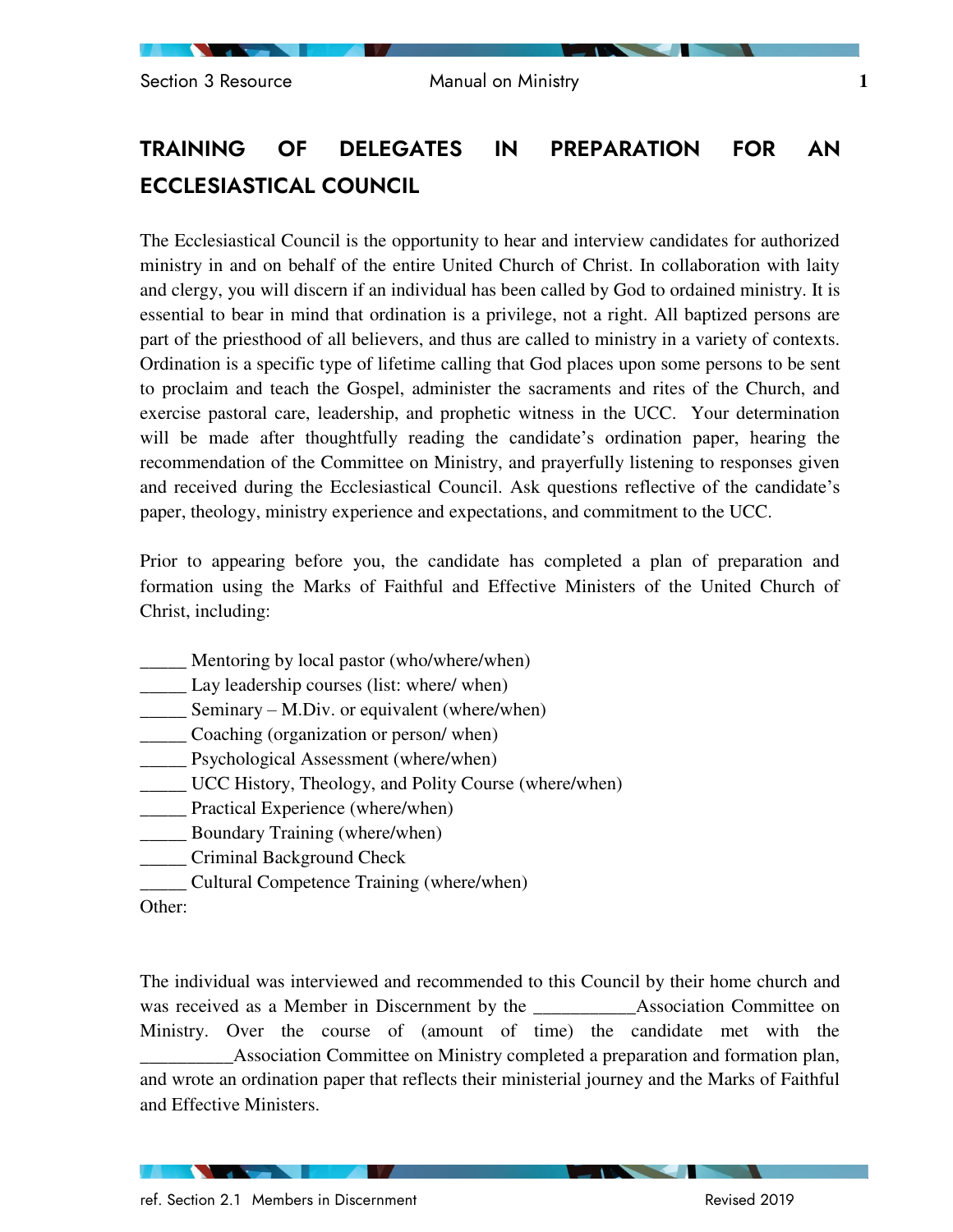# TRAINING OF DELEGATES IN PREPARATION FOR AN ECCLESIASTICAL COUNCIL

The Ecclesiastical Council is the opportunity to hear and interview candidates for authorized ministry in and on behalf of the entire United Church of Christ. In collaboration with laity and clergy, you will discern if an individual has been called by God to ordained ministry. It is essential to bear in mind that ordination is a privilege, not a right. All baptized persons are part of the priesthood of all believers, and thus are called to ministry in a variety of contexts. Ordination is a specific type of lifetime calling that God places upon some persons to be sent to proclaim and teach the Gospel, administer the sacraments and rites of the Church, and exercise pastoral care, leadership, and prophetic witness in the UCC. Your determination will be made after thoughtfully reading the candidate's ordination paper, hearing the recommendation of the Committee on Ministry, and prayerfully listening to responses given and received during the Ecclesiastical Council. Ask questions reflective of the candidate's paper, theology, ministry experience and expectations, and commitment to the UCC.

Prior to appearing before you, the candidate has completed a plan of preparation and formation using the Marks of Faithful and Effective Ministers of the United Church of Christ, including:

_____ Mentoring by local pastor (who/where/when)
_____ Lay leadership courses (list: where/ when)
_____ Seminary – M.Div. or equivalent (where/when)
_____ Coaching (organization or person/ when)
_____ Psychological Assessment (where/when)
_____ UCC History, Theology, and Polity Course (where/when)
_____ Practical Experience (where/when)
_____ Boundary Training (where/when)
_____ Criminal Background Check
_____ Cultural Competence Training (where/when)
Other:

The individual was interviewed and recommended to this Council by their home church and was received as a Member in Discernment by the ___________Association Committee on Ministry. Over the course of (amount of time) the candidate met with the __________Association Committee on Ministry completed a preparation and formation plan, and wrote an ordination paper that reflects their ministerial journey and the Marks of Faithful and Effective Ministers.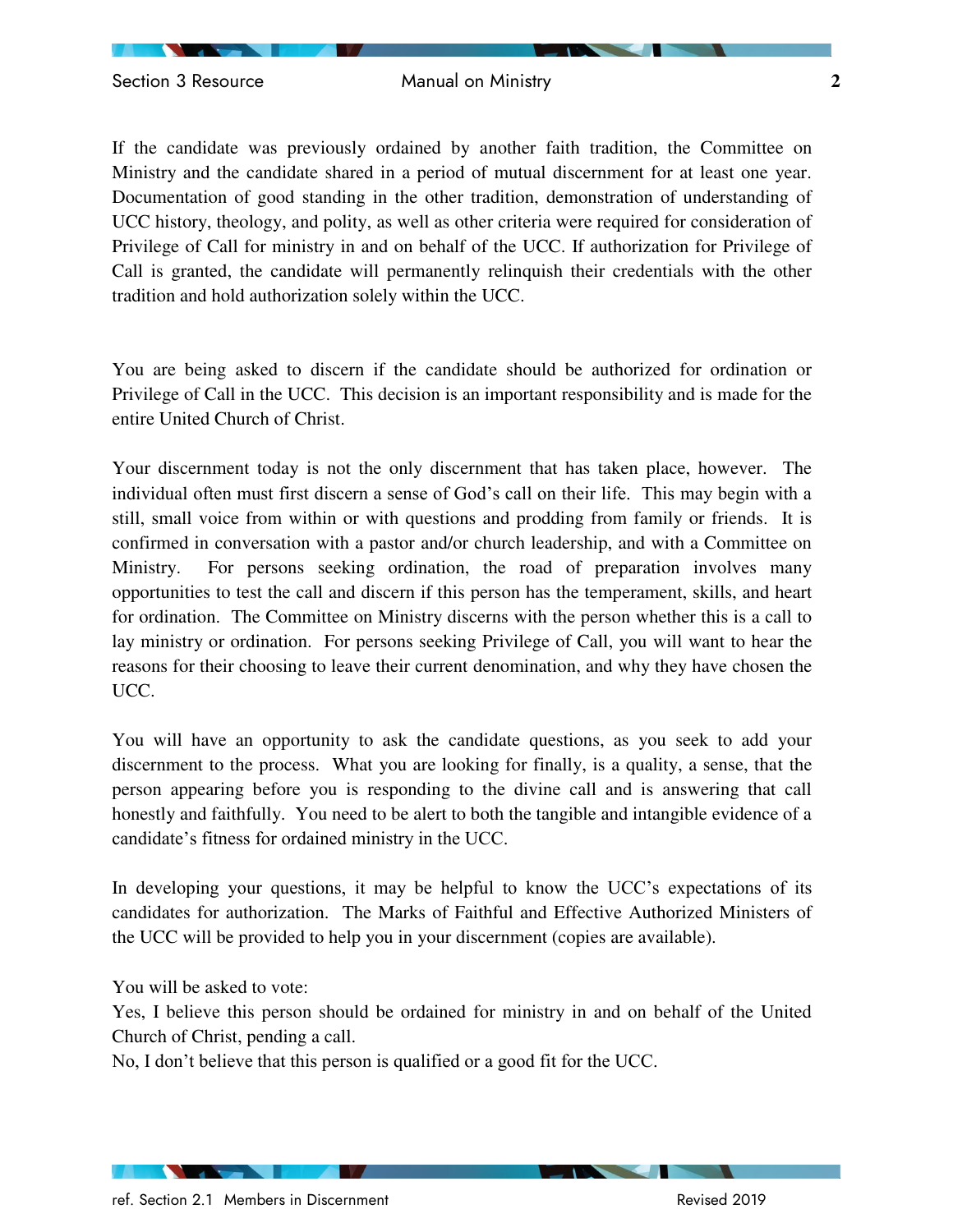If the candidate was previously ordained by another faith tradition, the Committee on Ministry and the candidate shared in a period of mutual discernment for at least one year. Documentation of good standing in the other tradition, demonstration of understanding of UCC history, theology, and polity, as well as other criteria were required for consideration of Privilege of Call for ministry in and on behalf of the UCC. If authorization for Privilege of Call is granted, the candidate will permanently relinquish their credentials with the other tradition and hold authorization solely within the UCC.

You are being asked to discern if the candidate should be authorized for ordination or Privilege of Call in the UCC. This decision is an important responsibility and is made for the entire United Church of Christ.

Your discernment today is not the only discernment that has taken place, however. The individual often must first discern a sense of God's call on their life. This may begin with a still, small voice from within or with questions and prodding from family or friends. It is confirmed in conversation with a pastor and/or church leadership, and with a Committee on Ministry. For persons seeking ordination, the road of preparation involves many opportunities to test the call and discern if this person has the temperament, skills, and heart for ordination. The Committee on Ministry discerns with the person whether this is a call to lay ministry or ordination. For persons seeking Privilege of Call, you will want to hear the reasons for their choosing to leave their current denomination, and why they have chosen the UCC.

You will have an opportunity to ask the candidate questions, as you seek to add your discernment to the process. What you are looking for finally, is a quality, a sense, that the person appearing before you is responding to the divine call and is answering that call honestly and faithfully. You need to be alert to both the tangible and intangible evidence of a candidate's fitness for ordained ministry in the UCC.

In developing your questions, it may be helpful to know the UCC's expectations of its candidates for authorization. The Marks of Faithful and Effective Authorized Ministers of the UCC will be provided to help you in your discernment (copies are available).

You will be asked to vote:
Yes, I believe this person should be ordained for ministry in and on behalf of the United Church of Christ, pending a call.
No, I don't believe that this person is qualified or a good fit for the UCC.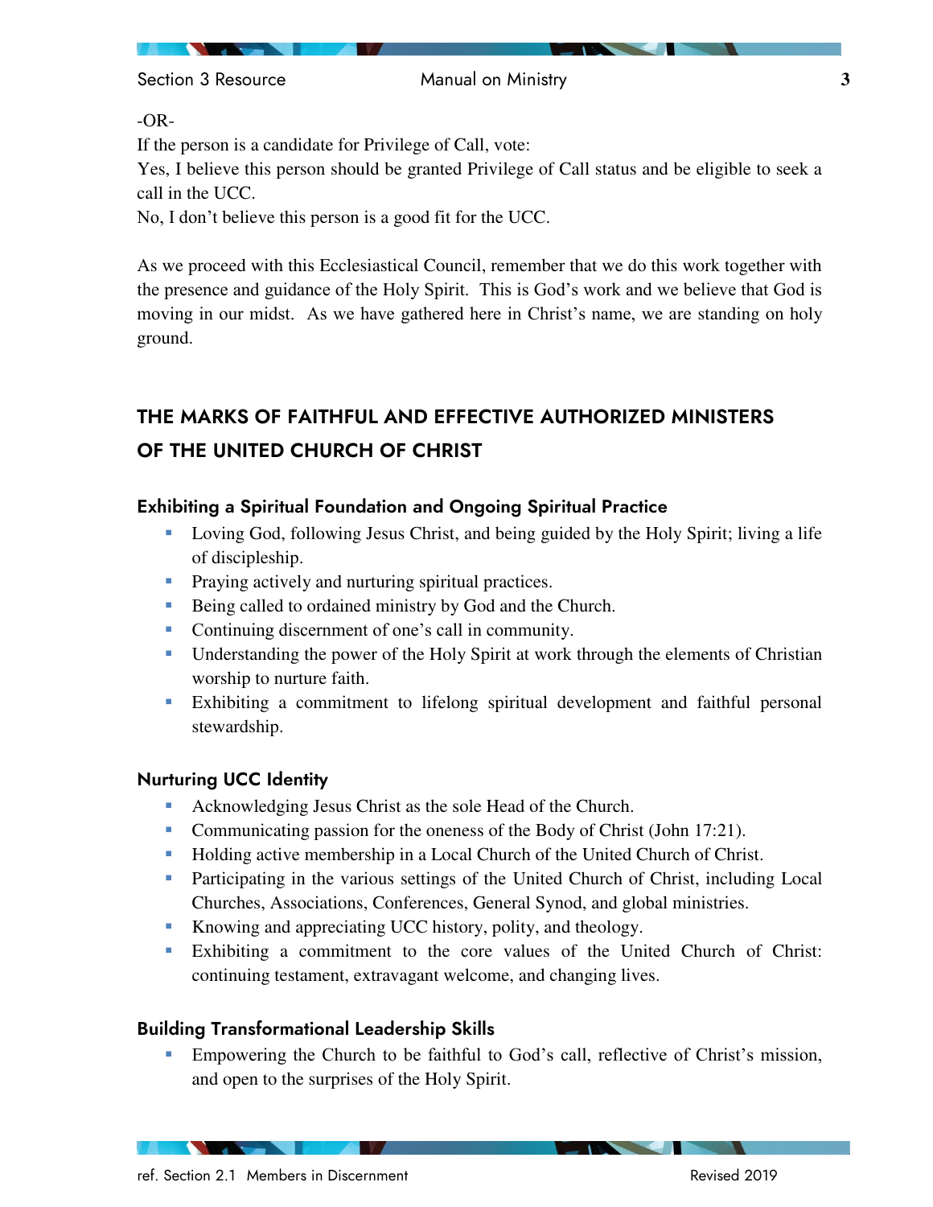-OR-

If the person is a candidate for Privilege of Call, vote:

Yes, I believe this person should be granted Privilege of Call status and be eligible to seek a call in the UCC.

No, I don't believe this person is a good fit for the UCC.

As we proceed with this Ecclesiastical Council, remember that we do this work together with the presence and guidance of the Holy Spirit. This is God's work and we believe that God is moving in our midst. As we have gathered here in Christ's name, we are standing on holy ground.

## THE MARKS OF FAITHFUL AND EFFECTIVE AUTHORIZED MINISTERS OF THE UNITED CHURCH OF CHRIST

### Exhibiting a Spiritual Foundation and Ongoing Spiritual Practice

- Loving God, following Jesus Christ, and being guided by the Holy Spirit; living a life of discipleship.
- Praying actively and nurturing spiritual practices.
- Being called to ordained ministry by God and the Church.
- Continuing discernment of one's call in community.
- Understanding the power of the Holy Spirit at work through the elements of Christian worship to nurture faith.
- Exhibiting a commitment to lifelong spiritual development and faithful personal stewardship.

### Nurturing UCC Identity

- Acknowledging Jesus Christ as the sole Head of the Church.
- Communicating passion for the oneness of the Body of Christ (John 17:21).
- Holding active membership in a Local Church of the United Church of Christ.
- Participating in the various settings of the United Church of Christ, including Local Churches, Associations, Conferences, General Synod, and global ministries.
- Knowing and appreciating UCC history, polity, and theology.
- Exhibiting a commitment to the core values of the United Church of Christ: continuing testament, extravagant welcome, and changing lives.

### Building Transformational Leadership Skills

- Empowering the Church to be faithful to God's call, reflective of Christ's mission, and open to the surprises of the Holy Spirit.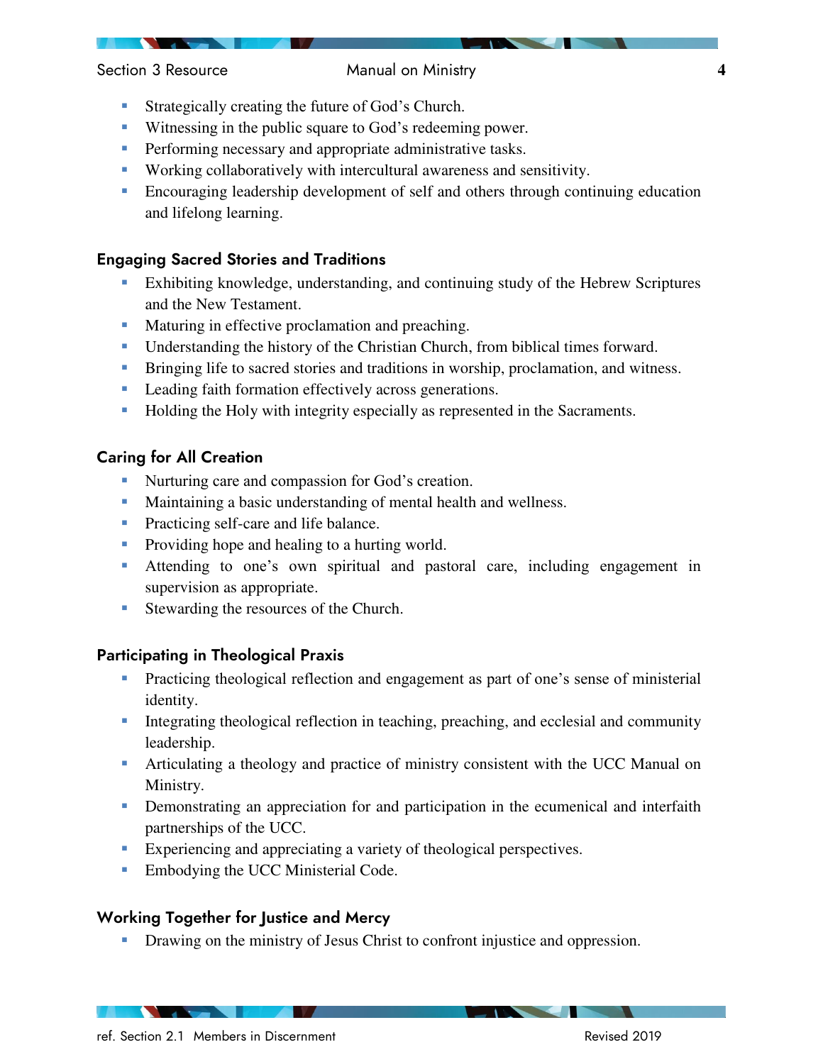- Strategically creating the future of God's Church.
- Witnessing in the public square to God's redeeming power.
- Performing necessary and appropriate administrative tasks.
- Working collaboratively with intercultural awareness and sensitivity.
- Encouraging leadership development of self and others through continuing education and lifelong learning.

### Engaging Sacred Stories and Traditions

- Exhibiting knowledge, understanding, and continuing study of the Hebrew Scriptures and the New Testament.
- Maturing in effective proclamation and preaching.
- Understanding the history of the Christian Church, from biblical times forward.
- Bringing life to sacred stories and traditions in worship, proclamation, and witness.
- Leading faith formation effectively across generations.
- Holding the Holy with integrity especially as represented in the Sacraments.

### Caring for All Creation

- Nurturing care and compassion for God's creation.
- Maintaining a basic understanding of mental health and wellness.
- Practicing self-care and life balance.
- Providing hope and healing to a hurting world.
- Attending to one's own spiritual and pastoral care, including engagement in supervision as appropriate.
- Stewarding the resources of the Church.

### Participating in Theological Praxis

- Practicing theological reflection and engagement as part of one's sense of ministerial identity.
- Integrating theological reflection in teaching, preaching, and ecclesial and community leadership.
- Articulating a theology and practice of ministry consistent with the UCC Manual on Ministry.
- Demonstrating an appreciation for and participation in the ecumenical and interfaith partnerships of the UCC.
- Experiencing and appreciating a variety of theological perspectives.
- Embodying the UCC Ministerial Code.

### Working Together for Justice and Mercy

- Drawing on the ministry of Jesus Christ to confront injustice and oppression.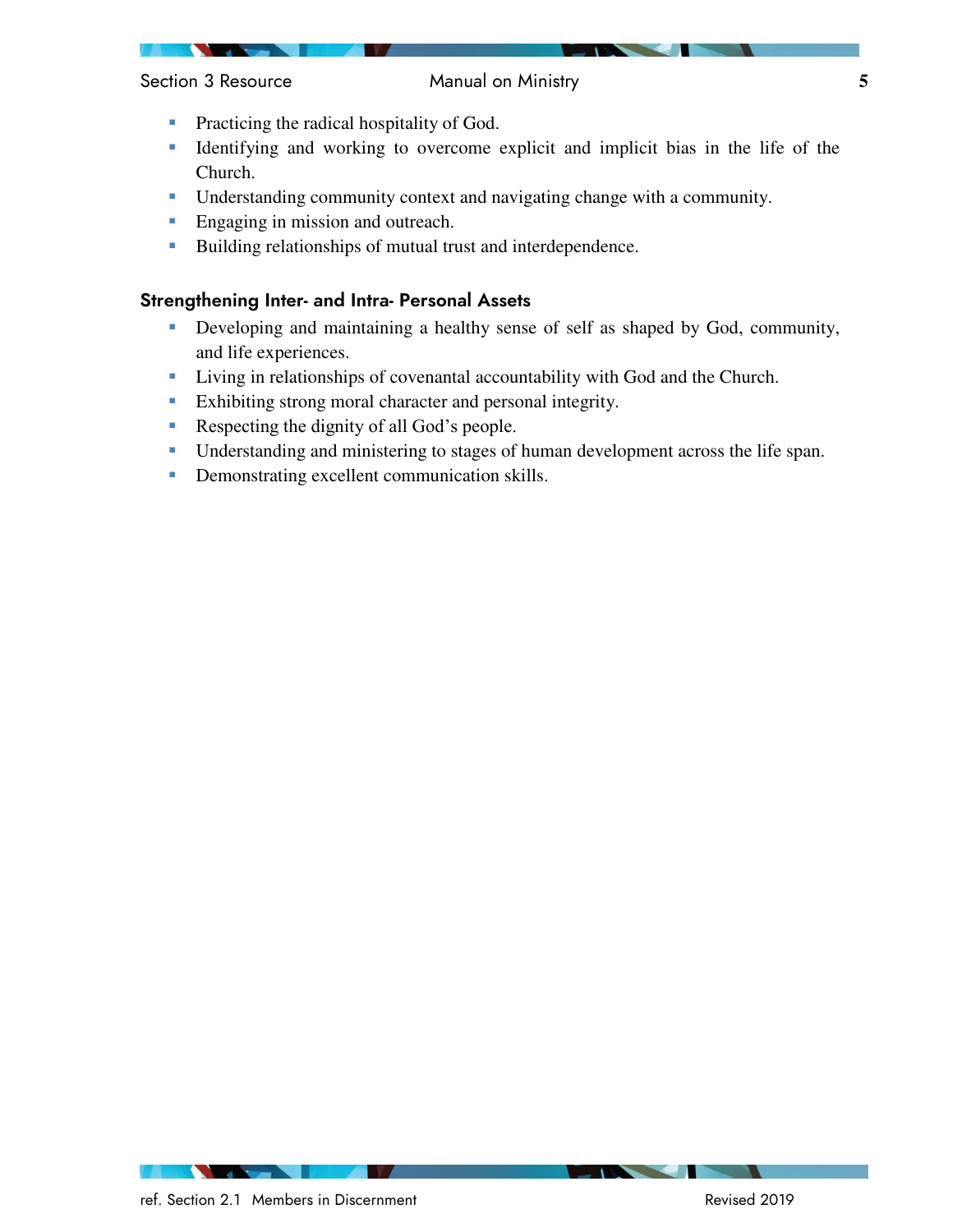- Practicing the radical hospitality of God.
- Identifying and working to overcome explicit and implicit bias in the life of the Church.
- Understanding community context and navigating change with a community.
- Engaging in mission and outreach.
- Building relationships of mutual trust and interdependence.

### Strengthening Inter- and Intra- Personal Assets

- Developing and maintaining a healthy sense of self as shaped by God, community, and life experiences.
- Living in relationships of covenantal accountability with God and the Church.
- Exhibiting strong moral character and personal integrity.
- Respecting the dignity of all God's people.
- Understanding and ministering to stages of human development across the life span.
- Demonstrating excellent communication skills.